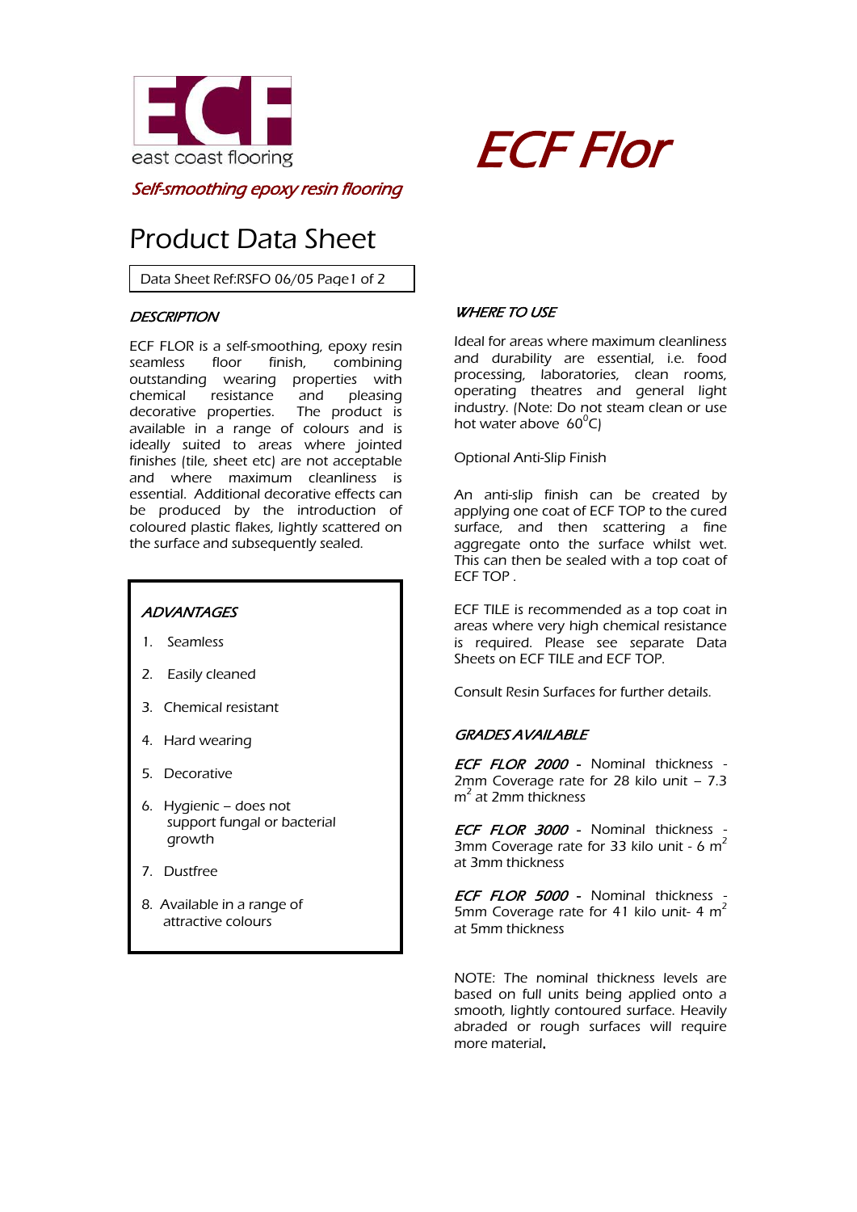east coast flooring

*Self-smoothing epoxy resin flooring*

# ECF Flor

## Product Data Sheet

Data Sheet Ref:RSFO 06/05 Page1 of 2

### *DESCRIPTION*

ECF FLOR is a self-smoothing, epoxy resin seamless floor finish, combining outstanding wearing properties with chemical resistance and pleasing decorative properties. The product is available in a range of colours and is ideally suited to areas where jointed finishes (tile, sheet etc) are not acceptable and where maximum cleanliness is essential. Additional decorative effects can be produced by the introduction of coloured plastic flakes, lightly scattered on the surface and subsequently sealed.

### *ADVANTAGES*

1. Seamless
2. Easily cleaned
3. Chemical resistant
4. Hard wearing
5. Decorative
6. Hygienic – does not support fungal or bacterial growth
7. Dustfree
8. Available in a range of attractive colours

### *WHERE TO USE*

Ideal for areas where maximum cleanliness and durability are essential, i.e. food processing, laboratories, clean rooms, operating theatres and general light industry. (Note: Do not steam clean or use hot water above $60^0$C)

Optional Anti-Slip Finish

An anti-slip finish can be created by applying one coat of ECF TOP to the cured surface, and then scattering a fine aggregate onto the surface whilst wet. This can then be sealed with a top coat of ECF TOP .

ECF TILE is recommended as a top coat in areas where very high chemical resistance is required. Please see separate Data Sheets on ECF TILE and ECF TOP.

Consult Resin Surfaces for further details.

### *GRADES AVAILABLE*

***ECF FLOR 2000*** - Nominal thickness - 2mm Coverage rate for 28 kilo unit – 7.3 $m^2$ at 2mm thickness

***ECF FLOR 3000*** - Nominal thickness - 3mm Coverage rate for 33 kilo unit - 6 $m^2$ at 3mm thickness

***ECF FLOR 5000*** - Nominal thickness - 5mm Coverage rate for 41 kilo unit- 4 $m^2$ at 5mm thickness

NOTE: The nominal thickness levels are based on full units being applied onto a smooth, lightly contoured surface. Heavily abraded or rough surfaces will require more material**.**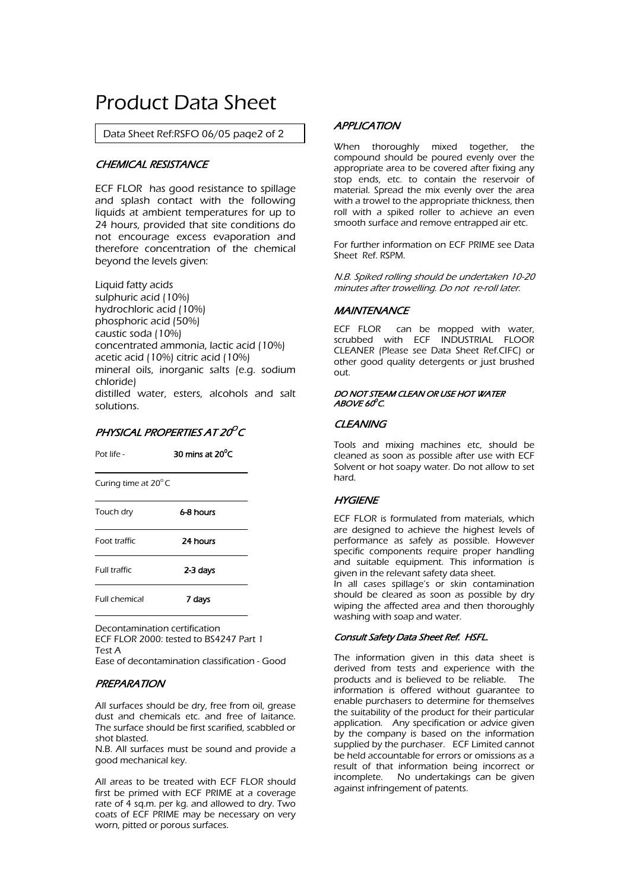# Product Data Sheet

Data Sheet Ref:RSFO 06/05 page2 of 2

## *CHEMICAL RESISTANCE*

ECF FLOR has good resistance to spillage and splash contact with the following liquids at ambient temperatures for up to 24 hours, provided that site conditions do not encourage excess evaporation and therefore concentration of the chemical beyond the levels given:

Liquid fatty acids
sulphuric acid (10%)
hydrochloric acid (10%)
phosphoric acid (50%)
caustic soda (10%)
concentrated ammonia, lactic acid (10%)
acetic acid (10%) citric acid (10%)
mineral oils, inorganic salts (e.g. sodium chloride)
distilled water, esters, alcohols and salt solutions.

## *PHYSICAL PROPERTIES AT 20$^O$C*

| | |
|---|---|
| Pot life - | **30 mins at 20$^0$C** |
| Curing time at 20$^o$ C | |
| Touch dry | **6-8 hours** |
| Foot traffic | **24 hours** |
| Full traffic | **2-3 days** |
| Full chemical | **7 days** |

Decontamination certification
ECF FLOR 2000: tested to BS4247 Part 1
Test A
Ease of decontamination classification - Good

## *PREPARATION*

All surfaces should be dry, free from oil, grease dust and chemicals etc. and free of laitance. The surface should be first scarified, scabbled or shot blasted.
N.B. All surfaces must be sound and provide a good mechanical key.

All areas to be treated with ECF FLOR should first be primed with ECF PRIME at a coverage rate of 4 sq.m. per kg. and allowed to dry. Two coats of ECF PRIME may be necessary on very worn, pitted or porous surfaces.

## *APPLICATION*

When thoroughly mixed together, the compound should be poured evenly over the appropriate area to be covered after fixing any stop ends, etc. to contain the reservoir of material. Spread the mix evenly over the area with a trowel to the appropriate thickness, then roll with a spiked roller to achieve an even smooth surface and remove entrapped air etc.

For further information on ECF PRIME see Data Sheet Ref. RSPM.

*N.B. Spiked rolling should be undertaken 10-20 minutes after trowelling. Do not re-roll later.*

## *MAINTENANCE*

ECF FLOR can be mopped with water, scrubbed with ECF INDUSTRIAL FLOOR CLEANER (Please see Data Sheet Ref.CIFC) or other good quality detergents or just brushed out.

***DO NOT STEAM CLEAN OR USE HOT WATER ABOVE 60$^0$C.***

## *CLEANING*

Tools and mixing machines etc, should be cleaned as soon as possible after use with ECF Solvent or hot soapy water. Do not allow to set hard.

## *HYGIENE*

ECF FLOR is formulated from materials, which are designed to achieve the highest levels of performance as safely as possible. However specific components require proper handling and suitable equipment. This information is given in the relevant safety data sheet.
In all cases spillage's or skin contamination should be cleared as soon as possible by dry wiping the affected area and then thoroughly washing with soap and water.

***Consult Safety Data Sheet Ref. HSFL.***

The information given in this data sheet is derived from tests and experience with the products and is believed to be reliable. The information is offered without guarantee to enable purchasers to determine for themselves the suitability of the product for their particular application. Any specification or advice given by the company is based on the information supplied by the purchaser. ECF Limited cannot be held accountable for errors or omissions as a result of that information being incorrect or incomplete. No undertakings can be given against infringement of patents.